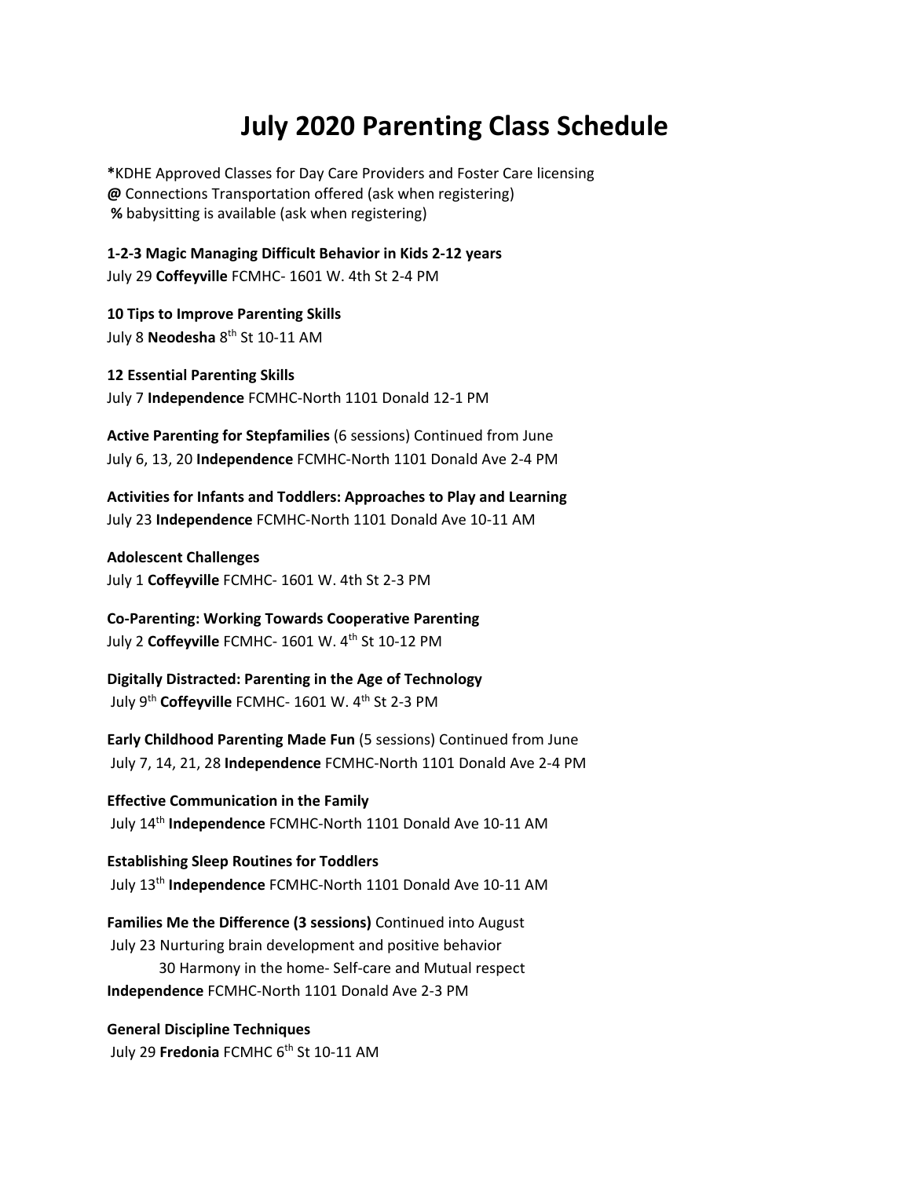# July 2020 Parenting Class Schedule

**\***KDHE Approved Classes for Day Care Providers and Foster Care licensing
**@** Connections Transportation offered (ask when registering)
**%** babysitting is available (ask when registering)

**1-2-3 Magic Managing Difficult Behavior in Kids 2-12 years**
July 29 **Coffeyville** FCMHC- 1601 W. 4th St 2-4 PM

**10 Tips to Improve Parenting Skills**
July 8 **Neodesha** 8th St 10-11 AM

**12 Essential Parenting Skills**
July 7 **Independence** FCMHC-North 1101 Donald 12-1 PM

**Active Parenting for Stepfamilies** (6 sessions) Continued from June
July 6, 13, 20 **Independence** FCMHC-North 1101 Donald Ave 2-4 PM

**Activities for Infants and Toddlers: Approaches to Play and Learning**
July 23 **Independence** FCMHC-North 1101 Donald Ave 10-11 AM

**Adolescent Challenges**
July 1 **Coffeyville** FCMHC- 1601 W. 4th St 2-3 PM

**Co-Parenting: Working Towards Cooperative Parenting**
July 2 **Coffeyville** FCMHC- 1601 W. 4th St 10-12 PM

**Digitally Distracted: Parenting in the Age of Technology**
July 9th **Coffeyville** FCMHC- 1601 W. 4th St 2-3 PM

**Early Childhood Parenting Made Fun** (5 sessions) Continued from June
July 7, 14, 21, 28 **Independence** FCMHC-North 1101 Donald Ave 2-4 PM

**Effective Communication in the Family**
July 14th **Independence** FCMHC-North 1101 Donald Ave 10-11 AM

**Establishing Sleep Routines for Toddlers**
July 13th **Independence** FCMHC-North 1101 Donald Ave 10-11 AM

**Families Me the Difference (3 sessions)** Continued into August
July 23 Nurturing brain development and positive behavior
30 Harmony in the home- Self-care and Mutual respect
**Independence** FCMHC-North 1101 Donald Ave 2-3 PM

**General Discipline Techniques**
July 29 **Fredonia** FCMHC 6th St 10-11 AM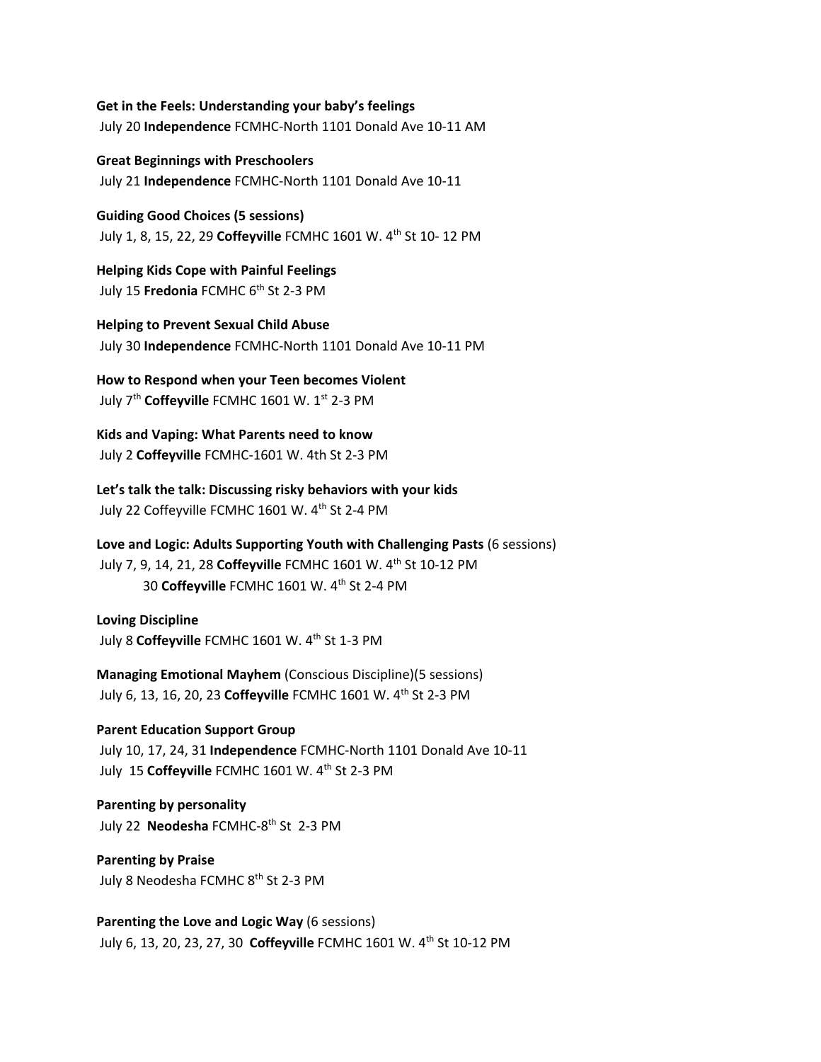**Get in the Feels: Understanding your baby's feelings**
July 20 **Independence** FCMHC-North 1101 Donald Ave 10-11 AM

**Great Beginnings with Preschoolers**
July 21 **Independence** FCMHC-North 1101 Donald Ave 10-11

**Guiding Good Choices (5 sessions)**
July 1, 8, 15, 22, 29 **Coffeyville** FCMHC 1601 W. 4th St 10- 12 PM

**Helping Kids Cope with Painful Feelings**
July 15 **Fredonia** FCMHC 6th St 2-3 PM

**Helping to Prevent Sexual Child Abuse**
July 30 **Independence** FCMHC-North 1101 Donald Ave 10-11 PM

**How to Respond when your Teen becomes Violent**
July 7th **Coffeyville** FCMHC 1601 W. 1st 2-3 PM

**Kids and Vaping: What Parents need to know**
July 2 **Coffeyville** FCMHC-1601 W. 4th St 2-3 PM

**Let's talk the talk: Discussing risky behaviors with your kids**
July 22 Coffeyville FCMHC 1601 W. 4th St 2-4 PM

**Love and Logic: Adults Supporting Youth with Challenging Pasts** (6 sessions)
July 7, 9, 14, 21, 28 **Coffeyville** FCMHC 1601 W. 4th St 10-12 PM
30 **Coffeyville** FCMHC 1601 W. 4th St 2-4 PM

**Loving Discipline**
July 8 **Coffeyville** FCMHC 1601 W. 4th St 1-3 PM

**Managing Emotional Mayhem** (Conscious Discipline)(5 sessions)
July 6, 13, 16, 20, 23 **Coffeyville** FCMHC 1601 W. 4th St 2-3 PM

**Parent Education Support Group**
July 10, 17, 24, 31 **Independence** FCMHC-North 1101 Donald Ave 10-11
July 15 **Coffeyville** FCMHC 1601 W. 4th St 2-3 PM

**Parenting by personality**
July 22 **Neodesha** FCMHC-8th St 2-3 PM

**Parenting by Praise**
July 8 Neodesha FCMHC 8th St 2-3 PM

**Parenting the Love and Logic Way** (6 sessions)
July 6, 13, 20, 23, 27, 30 **Coffeyville** FCMHC 1601 W. 4th St 10-12 PM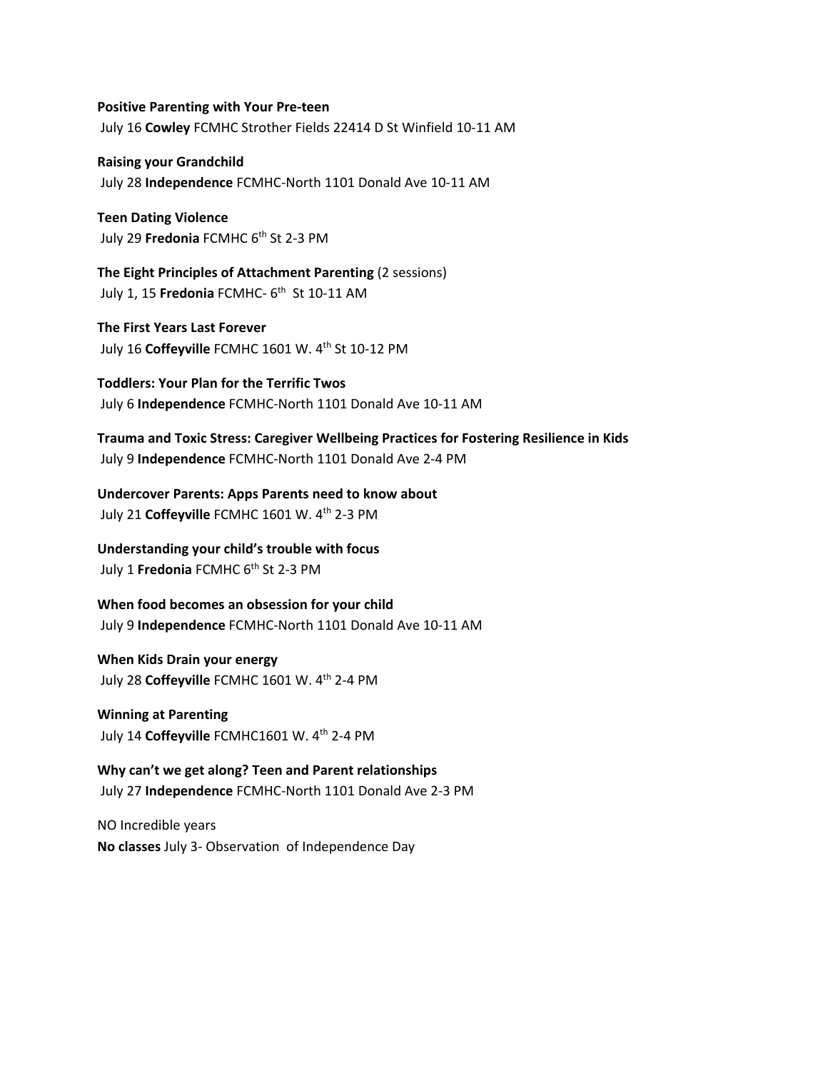**Positive Parenting with Your Pre-teen**
July 16 **Cowley** FCMHC Strother Fields 22414 D St Winfield 10-11 AM

**Raising your Grandchild**
July 28 **Independence** FCMHC-North 1101 Donald Ave 10-11 AM

**Teen Dating Violence**
July 29 **Fredonia** FCMHC 6th St 2-3 PM

**The Eight Principles of Attachment Parenting** (2 sessions)
July 1, 15 **Fredonia** FCMHC- 6th St 10-11 AM

**The First Years Last Forever**
July 16 **Coffeyville** FCMHC 1601 W. 4th St 10-12 PM

**Toddlers: Your Plan for the Terrific Twos**
July 6 **Independence** FCMHC-North 1101 Donald Ave 10-11 AM

**Trauma and Toxic Stress: Caregiver Wellbeing Practices for Fostering Resilience in Kids**
July 9 **Independence** FCMHC-North 1101 Donald Ave 2-4 PM

**Undercover Parents: Apps Parents need to know about**
July 21 **Coffeyville** FCMHC 1601 W. 4th 2-3 PM

**Understanding your child's trouble with focus**
July 1 **Fredonia** FCMHC 6th St 2-3 PM

**When food becomes an obsession for your child**
July 9 **Independence** FCMHC-North 1101 Donald Ave 10-11 AM

**When Kids Drain your energy**
July 28 **Coffeyville** FCMHC 1601 W. 4th 2-4 PM

**Winning at Parenting**
July 14 **Coffeyville** FCMHC1601 W. 4th 2-4 PM

**Why can't we get along? Teen and Parent relationships**
July 27 **Independence** FCMHC-North 1101 Donald Ave 2-3 PM

NO Incredible years
**No classes** July 3- Observation of Independence Day